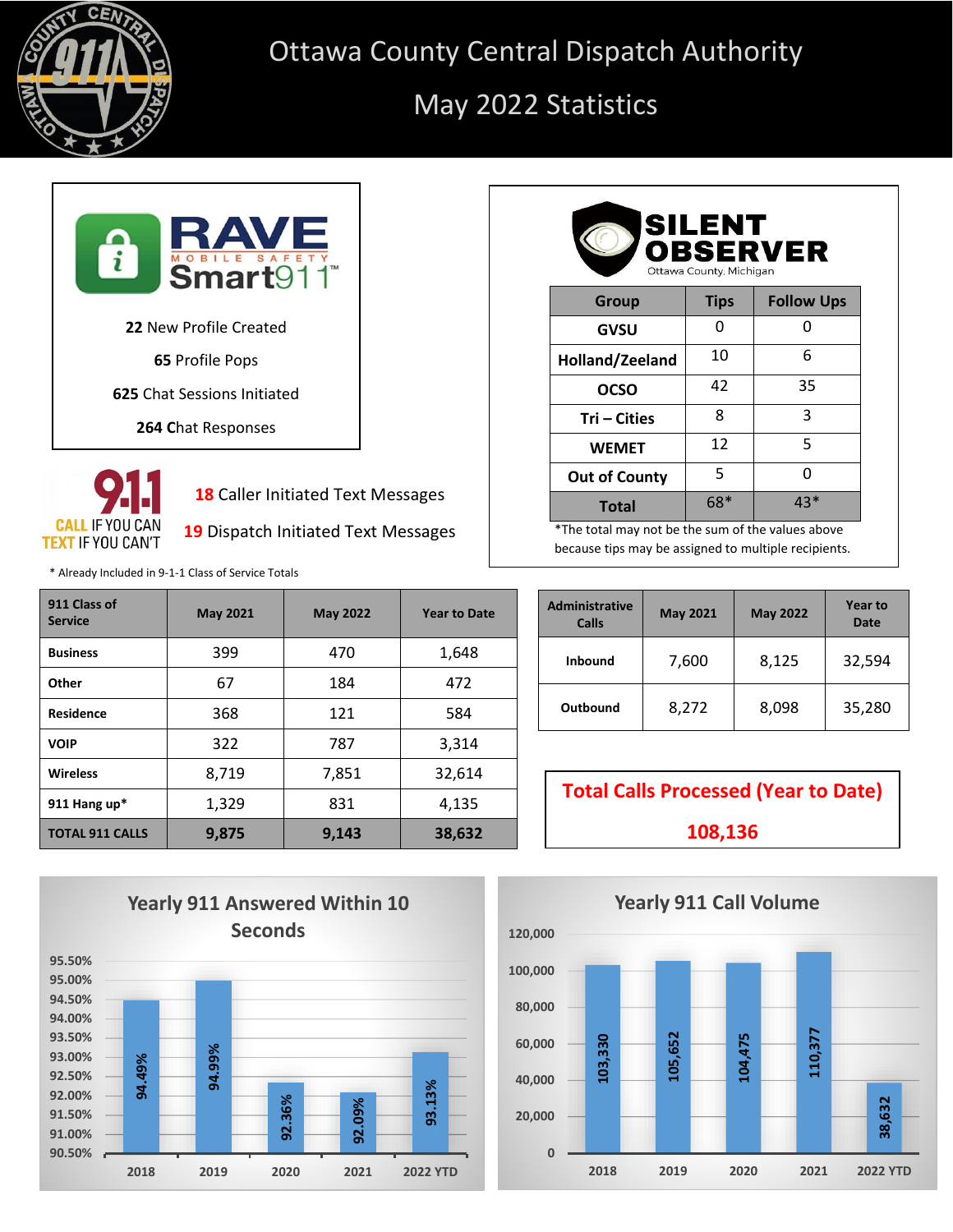# Ottawa County Central Dispatch Authority

## May 2022 Statistics

### RAVE Mobile Safety Smart911

**22** New Profile Created

**65** Profile Pops

**625** Chat Sessions Initiated

**264** Chat Responses

### 9-1-1 CALL IF YOU CAN TEXT IF YOU CAN'T

**18** Caller Initiated Text Messages

**19** Dispatch Initiated Text Messages

### SILENT OBSERVER Ottawa County, Michigan

| Group | Tips | Follow Ups |
|---|---|---|
| GVSU | 0 | 0 |
| Holland/Zeeland | 10 | 6 |
| OCSO | 42 | 35 |
| Tri – Cities | 8 | 3 |
| WEMET | 12 | 5 |
| Out of County | 5 | 0 |
| Total | 68* | 43* |

*The total may not be the sum of the values above because tips may be assigned to multiple recipients.

\* Already Included in 9-1-1 Class of Service Totals

| 911 Class of Service | May 2021 | May 2022 | Year to Date |
|---|---|---|---|
| Business | 399 | 470 | 1,648 |
| Other | 67 | 184 | 472 |
| Residence | 368 | 121 | 584 |
| VOIP | 322 | 787 | 3,314 |
| Wireless | 8,719 | 7,851 | 32,614 |
| 911 Hang up* | 1,329 | 831 | 4,135 |
| TOTAL 911 CALLS | 9,875 | 9,143 | 38,632 |

| Administrative Calls | May 2021 | May 2022 | Year to Date |
|---|---|---|---|
| Inbound | 7,600 | 8,125 | 32,594 |
| Outbound | 8,272 | 8,098 | 35,280 |

**Total Calls Processed (Year to Date)**

**108,136**

### Yearly 911 Answered Within 10 Seconds

| Year | Percentage |
|---|---|
| 2018 | 94.49% |
| 2019 | 94.99% |
| 2020 | 92.36% |
| 2021 | 92.09% |
| 2022 YTD | 93.13% |

### Yearly 911 Call Volume

| Year | Calls |
|---|---|
| 2018 | 103,330 |
| 2019 | 105,652 |
| 2020 | 104,475 |
| 2021 | 110,377 |
| 2022 YTD | 38,632 |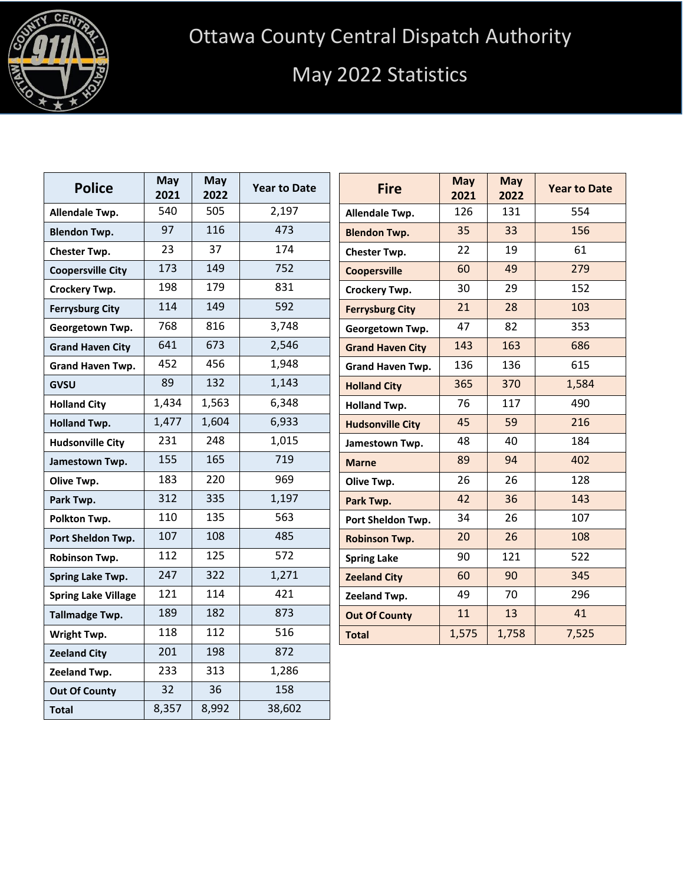# Ottawa County Central Dispatch Authority

## May 2022 Statistics

| Police | May 2021 | May 2022 | Year to Date |
|---|---|---|---|
| Allendale Twp. | 540 | 505 | 2,197 |
| Blendon Twp. | 97 | 116 | 473 |
| Chester Twp. | 23 | 37 | 174 |
| Coopersville City | 173 | 149 | 752 |
| Crockery Twp. | 198 | 179 | 831 |
| Ferrysburg City | 114 | 149 | 592 |
| Georgetown Twp. | 768 | 816 | 3,748 |
| Grand Haven City | 641 | 673 | 2,546 |
| Grand Haven Twp. | 452 | 456 | 1,948 |
| GVSU | 89 | 132 | 1,143 |
| Holland City | 1,434 | 1,563 | 6,348 |
| Holland Twp. | 1,477 | 1,604 | 6,933 |
| Hudsonville City | 231 | 248 | 1,015 |
| Jamestown Twp. | 155 | 165 | 719 |
| Olive Twp. | 183 | 220 | 969 |
| Park Twp. | 312 | 335 | 1,197 |
| Polkton Twp. | 110 | 135 | 563 |
| Port Sheldon Twp. | 107 | 108 | 485 |
| Robinson Twp. | 112 | 125 | 572 |
| Spring Lake Twp. | 247 | 322 | 1,271 |
| Spring Lake Village | 121 | 114 | 421 |
| Tallmadge Twp. | 189 | 182 | 873 |
| Wright Twp. | 118 | 112 | 516 |
| Zeeland City | 201 | 198 | 872 |
| Zeeland Twp. | 233 | 313 | 1,286 |
| Out Of County | 32 | 36 | 158 |
| Total | 8,357 | 8,992 | 38,602 |

| Fire | May 2021 | May 2022 | Year to Date |
|---|---|---|---|
| Allendale Twp. | 126 | 131 | 554 |
| Blendon Twp. | 35 | 33 | 156 |
| Chester Twp. | 22 | 19 | 61 |
| Coopersville | 60 | 49 | 279 |
| Crockery Twp. | 30 | 29 | 152 |
| Ferrysburg City | 21 | 28 | 103 |
| Georgetown Twp. | 47 | 82 | 353 |
| Grand Haven City | 143 | 163 | 686 |
| Grand Haven Twp. | 136 | 136 | 615 |
| Holland City | 365 | 370 | 1,584 |
| Holland Twp. | 76 | 117 | 490 |
| Hudsonville City | 45 | 59 | 216 |
| Jamestown Twp. | 48 | 40 | 184 |
| Marne | 89 | 94 | 402 |
| Olive Twp. | 26 | 26 | 128 |
| Park Twp. | 42 | 36 | 143 |
| Port Sheldon Twp. | 34 | 26 | 107 |
| Robinson Twp. | 20 | 26 | 108 |
| Spring Lake | 90 | 121 | 522 |
| Zeeland City | 60 | 90 | 345 |
| Zeeland Twp. | 49 | 70 | 296 |
| Out Of County | 11 | 13 | 41 |
| Total | 1,575 | 1,758 | 7,525 |